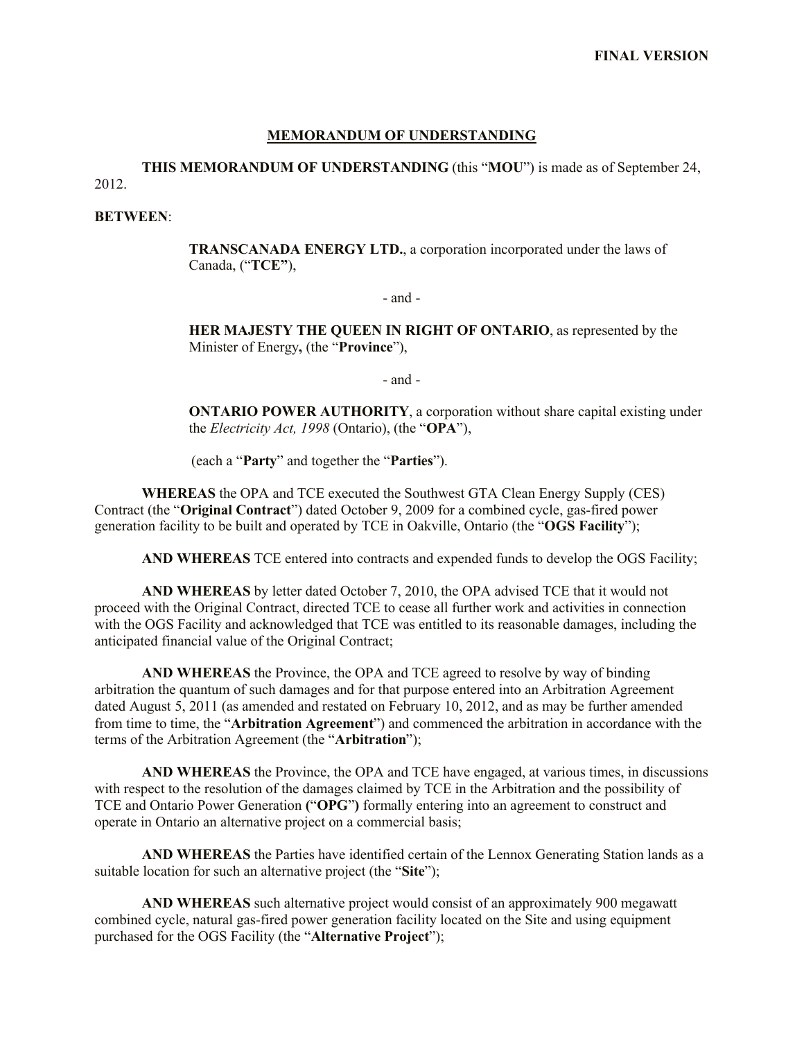**FINAL VERSION**

# MEMORANDUM OF UNDERSTANDING

**THIS MEMORANDUM OF UNDERSTANDING** (this "**MOU**") is made as of September 24, 2012.

**BETWEEN**:

> **TRANSCANADA ENERGY LTD.**, a corporation incorporated under the laws of Canada, ("**TCE"**),
>
> \- and -
>
> **HER MAJESTY THE QUEEN IN RIGHT OF ONTARIO**, as represented by the Minister of Energy**,** (the "**Province**"),
>
> \- and -
>
> **ONTARIO POWER AUTHORITY**, a corporation without share capital existing under the *Electricity Act, 1998* (Ontario), (the "**OPA**"),
>
> (each a "**Party**" and together the "**Parties**").

**WHEREAS** the OPA and TCE executed the Southwest GTA Clean Energy Supply (CES) Contract (the "**Original Contract**") dated October 9, 2009 for a combined cycle, gas-fired power generation facility to be built and operated by TCE in Oakville, Ontario (the "**OGS Facility**");

**AND WHEREAS** TCE entered into contracts and expended funds to develop the OGS Facility;

**AND WHEREAS** by letter dated October 7, 2010, the OPA advised TCE that it would not proceed with the Original Contract, directed TCE to cease all further work and activities in connection with the OGS Facility and acknowledged that TCE was entitled to its reasonable damages, including the anticipated financial value of the Original Contract;

**AND WHEREAS** the Province, the OPA and TCE agreed to resolve by way of binding arbitration the quantum of such damages and for that purpose entered into an Arbitration Agreement dated August 5, 2011 (as amended and restated on February 10, 2012, and as may be further amended from time to time, the "**Arbitration Agreement**") and commenced the arbitration in accordance with the terms of the Arbitration Agreement (the "**Arbitration**");

**AND WHEREAS** the Province, the OPA and TCE have engaged, at various times, in discussions with respect to the resolution of the damages claimed by TCE in the Arbitration and the possibility of TCE and Ontario Power Generation **(**"**OPG**"**)** formally entering into an agreement to construct and operate in Ontario an alternative project on a commercial basis;

**AND WHEREAS** the Parties have identified certain of the Lennox Generating Station lands as a suitable location for such an alternative project (the "**Site**");

**AND WHEREAS** such alternative project would consist of an approximately 900 megawatt combined cycle, natural gas-fired power generation facility located on the Site and using equipment purchased for the OGS Facility (the "**Alternative Project**");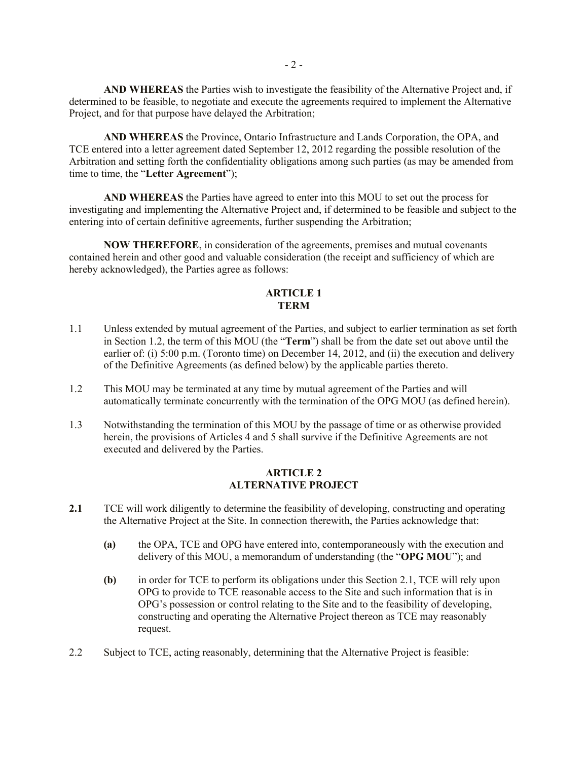**AND WHEREAS** the Parties wish to investigate the feasibility of the Alternative Project and, if determined to be feasible, to negotiate and execute the agreements required to implement the Alternative Project, and for that purpose have delayed the Arbitration;

**AND WHEREAS** the Province, Ontario Infrastructure and Lands Corporation, the OPA, and TCE entered into a letter agreement dated September 12, 2012 regarding the possible resolution of the Arbitration and setting forth the confidentiality obligations among such parties (as may be amended from time to time, the "**Letter Agreement**");

**AND WHEREAS** the Parties have agreed to enter into this MOU to set out the process for investigating and implementing the Alternative Project and, if determined to be feasible and subject to the entering into of certain definitive agreements, further suspending the Arbitration;

**NOW THEREFORE**, in consideration of the agreements, premises and mutual covenants contained herein and other good and valuable consideration (the receipt and sufficiency of which are hereby acknowledged), the Parties agree as follows:

## ARTICLE 1
## TERM

1.1 Unless extended by mutual agreement of the Parties, and subject to earlier termination as set forth in Section 1.2, the term of this MOU (the "**Term**") shall be from the date set out above until the earlier of: (i) 5:00 p.m. (Toronto time) on December 14, 2012, and (ii) the execution and delivery of the Definitive Agreements (as defined below) by the applicable parties thereto.

1.2 This MOU may be terminated at any time by mutual agreement of the Parties and will automatically terminate concurrently with the termination of the OPG MOU (as defined herein).

1.3 Notwithstanding the termination of this MOU by the passage of time or as otherwise provided herein, the provisions of Articles 4 and 5 shall survive if the Definitive Agreements are not executed and delivered by the Parties.

## ARTICLE 2
## ALTERNATIVE PROJECT

**2.1** TCE will work diligently to determine the feasibility of developing, constructing and operating the Alternative Project at the Site. In connection therewith, the Parties acknowledge that:

**(a)** the OPA, TCE and OPG have entered into, contemporaneously with the execution and delivery of this MOU, a memorandum of understanding (the "**OPG MOU**"); and

**(b)** in order for TCE to perform its obligations under this Section 2.1, TCE will rely upon OPG to provide to TCE reasonable access to the Site and such information that is in OPG's possession or control relating to the Site and to the feasibility of developing, constructing and operating the Alternative Project thereon as TCE may reasonably request.

2.2 Subject to TCE, acting reasonably, determining that the Alternative Project is feasible: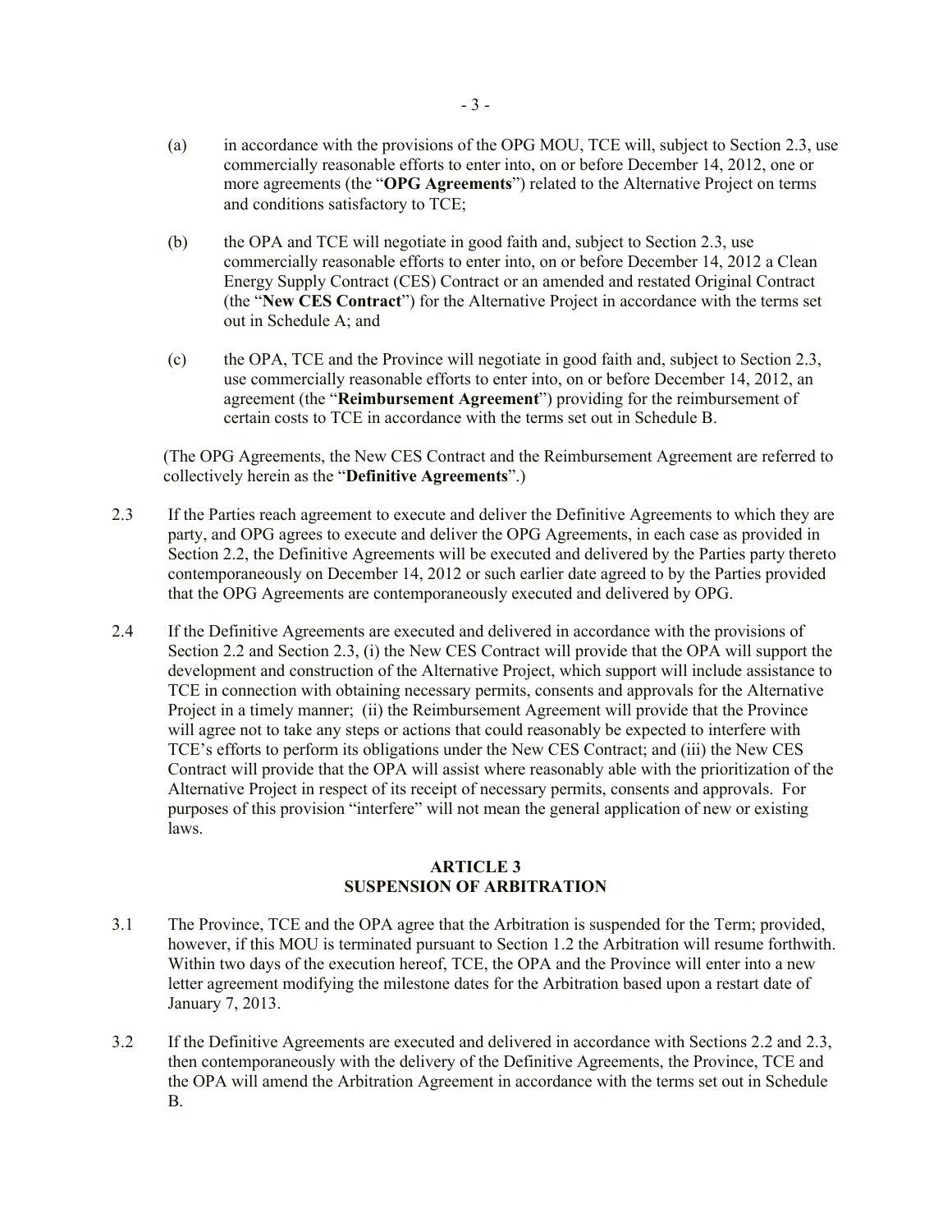(a) in accordance with the provisions of the OPG MOU, TCE will, subject to Section 2.3, use commercially reasonable efforts to enter into, on or before December 14, 2012, one or more agreements (the "**OPG Agreements**") related to the Alternative Project on terms and conditions satisfactory to TCE;

(b) the OPA and TCE will negotiate in good faith and, subject to Section 2.3, use commercially reasonable efforts to enter into, on or before December 14, 2012 a Clean Energy Supply Contract (CES) Contract or an amended and restated Original Contract (the "**New CES Contract**") for the Alternative Project in accordance with the terms set out in Schedule A; and

(c) the OPA, TCE and the Province will negotiate in good faith and, subject to Section 2.3, use commercially reasonable efforts to enter into, on or before December 14, 2012, an agreement (the "**Reimbursement Agreement**") providing for the reimbursement of certain costs to TCE in accordance with the terms set out in Schedule B.

(The OPG Agreements, the New CES Contract and the Reimbursement Agreement are referred to collectively herein as the "**Definitive Agreements**".)

2.3 If the Parties reach agreement to execute and deliver the Definitive Agreements to which they are party, and OPG agrees to execute and deliver the OPG Agreements, in each case as provided in Section 2.2, the Definitive Agreements will be executed and delivered by the Parties party thereto contemporaneously on December 14, 2012 or such earlier date agreed to by the Parties provided that the OPG Agreements are contemporaneously executed and delivered by OPG.

2.4 If the Definitive Agreements are executed and delivered in accordance with the provisions of Section 2.2 and Section 2.3, (i) the New CES Contract will provide that the OPA will support the development and construction of the Alternative Project, which support will include assistance to TCE in connection with obtaining necessary permits, consents and approvals for the Alternative Project in a timely manner; (ii) the Reimbursement Agreement will provide that the Province will agree not to take any steps or actions that could reasonably be expected to interfere with TCE's efforts to perform its obligations under the New CES Contract; and (iii) the New CES Contract will provide that the OPA will assist where reasonably able with the prioritization of the Alternative Project in respect of its receipt of necessary permits, consents and approvals. For purposes of this provision "interfere" will not mean the general application of new or existing laws.

## ARTICLE 3
## SUSPENSION OF ARBITRATION

3.1 The Province, TCE and the OPA agree that the Arbitration is suspended for the Term; provided, however, if this MOU is terminated pursuant to Section 1.2 the Arbitration will resume forthwith. Within two days of the execution hereof, TCE, the OPA and the Province will enter into a new letter agreement modifying the milestone dates for the Arbitration based upon a restart date of January 7, 2013.

3.2 If the Definitive Agreements are executed and delivered in accordance with Sections 2.2 and 2.3, then contemporaneously with the delivery of the Definitive Agreements, the Province, TCE and the OPA will amend the Arbitration Agreement in accordance with the terms set out in Schedule B.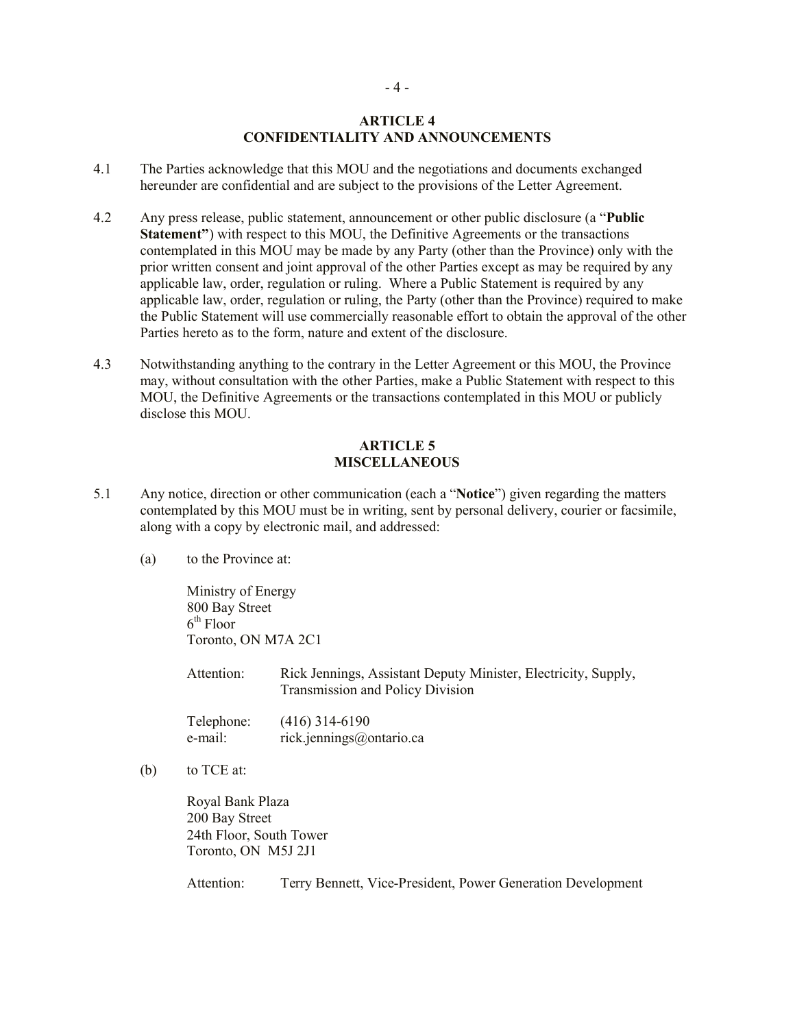## ARTICLE 4
## CONFIDENTIALITY AND ANNOUNCEMENTS

4.1 The Parties acknowledge that this MOU and the negotiations and documents exchanged hereunder are confidential and are subject to the provisions of the Letter Agreement.

4.2 Any press release, public statement, announcement or other public disclosure (a "**Public Statement"**) with respect to this MOU, the Definitive Agreements or the transactions contemplated in this MOU may be made by any Party (other than the Province) only with the prior written consent and joint approval of the other Parties except as may be required by any applicable law, order, regulation or ruling. Where a Public Statement is required by any applicable law, order, regulation or ruling, the Party (other than the Province) required to make the Public Statement will use commercially reasonable effort to obtain the approval of the other Parties hereto as to the form, nature and extent of the disclosure.

4.3 Notwithstanding anything to the contrary in the Letter Agreement or this MOU, the Province may, without consultation with the other Parties, make a Public Statement with respect to this MOU, the Definitive Agreements or the transactions contemplated in this MOU or publicly disclose this MOU.

## ARTICLE 5
## MISCELLANEOUS

5.1 Any notice, direction or other communication (each a "**Notice**") given regarding the matters contemplated by this MOU must be in writing, sent by personal delivery, courier or facsimile, along with a copy by electronic mail, and addressed:

(a) to the Province at:

Ministry of Energy
800 Bay Street
6th Floor
Toronto, ON M7A 2C1

Attention: Rick Jennings, Assistant Deputy Minister, Electricity, Supply, Transmission and Policy Division

Telephone: (416) 314-6190
e-mail: rick.jennings@ontario.ca

(b) to TCE at:

Royal Bank Plaza
200 Bay Street
24th Floor, South Tower
Toronto, ON M5J 2J1

Attention: Terry Bennett, Vice-President, Power Generation Development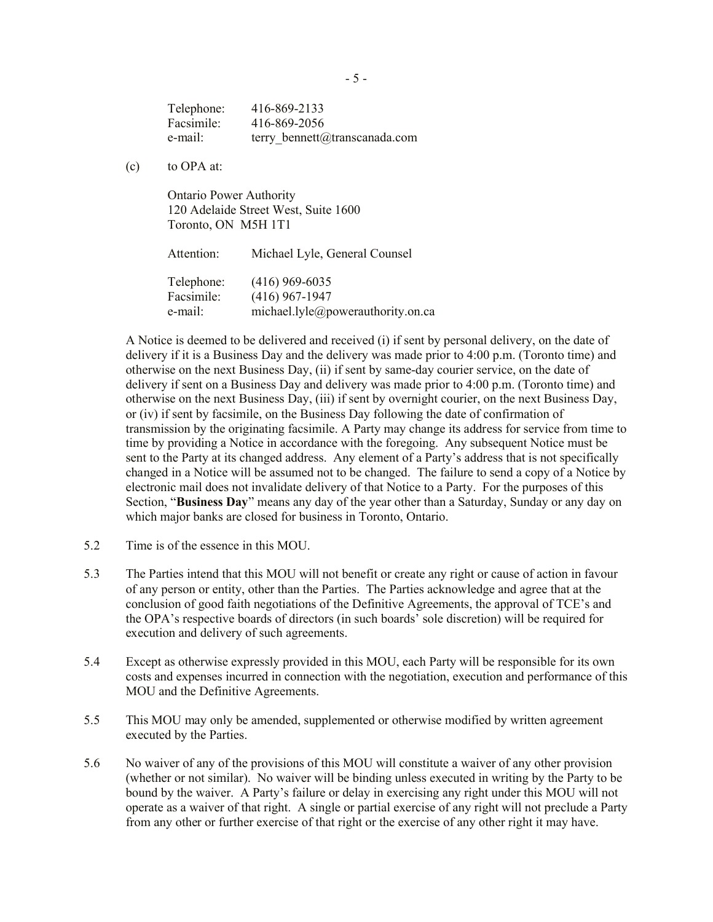Telephone: 416-869-2133
Facsimile: 416-869-2056
e-mail: terry_bennett@transcanada.com

(c) to OPA at:

Ontario Power Authority
120 Adelaide Street West, Suite 1600
Toronto, ON M5H 1T1

Attention: Michael Lyle, General Counsel

Telephone: (416) 969-6035
Facsimile: (416) 967-1947
e-mail: michael.lyle@powerauthority.on.ca

A Notice is deemed to be delivered and received (i) if sent by personal delivery, on the date of delivery if it is a Business Day and the delivery was made prior to 4:00 p.m. (Toronto time) and otherwise on the next Business Day, (ii) if sent by same-day courier service, on the date of delivery if sent on a Business Day and delivery was made prior to 4:00 p.m. (Toronto time) and otherwise on the next Business Day, (iii) if sent by overnight courier, on the next Business Day, or (iv) if sent by facsimile, on the Business Day following the date of confirmation of transmission by the originating facsimile. A Party may change its address for service from time to time by providing a Notice in accordance with the foregoing. Any subsequent Notice must be sent to the Party at its changed address. Any element of a Party's address that is not specifically changed in a Notice will be assumed not to be changed. The failure to send a copy of a Notice by electronic mail does not invalidate delivery of that Notice to a Party. For the purposes of this Section, "**Business Day**" means any day of the year other than a Saturday, Sunday or any day on which major banks are closed for business in Toronto, Ontario.

5.2 Time is of the essence in this MOU.

5.3 The Parties intend that this MOU will not benefit or create any right or cause of action in favour of any person or entity, other than the Parties. The Parties acknowledge and agree that at the conclusion of good faith negotiations of the Definitive Agreements, the approval of TCE's and the OPA's respective boards of directors (in such boards' sole discretion) will be required for execution and delivery of such agreements.

5.4 Except as otherwise expressly provided in this MOU, each Party will be responsible for its own costs and expenses incurred in connection with the negotiation, execution and performance of this MOU and the Definitive Agreements.

5.5 This MOU may only be amended, supplemented or otherwise modified by written agreement executed by the Parties.

5.6 No waiver of any of the provisions of this MOU will constitute a waiver of any other provision (whether or not similar). No waiver will be binding unless executed in writing by the Party to be bound by the waiver. A Party's failure or delay in exercising any right under this MOU will not operate as a waiver of that right. A single or partial exercise of any right will not preclude a Party from any other or further exercise of that right or the exercise of any other right it may have.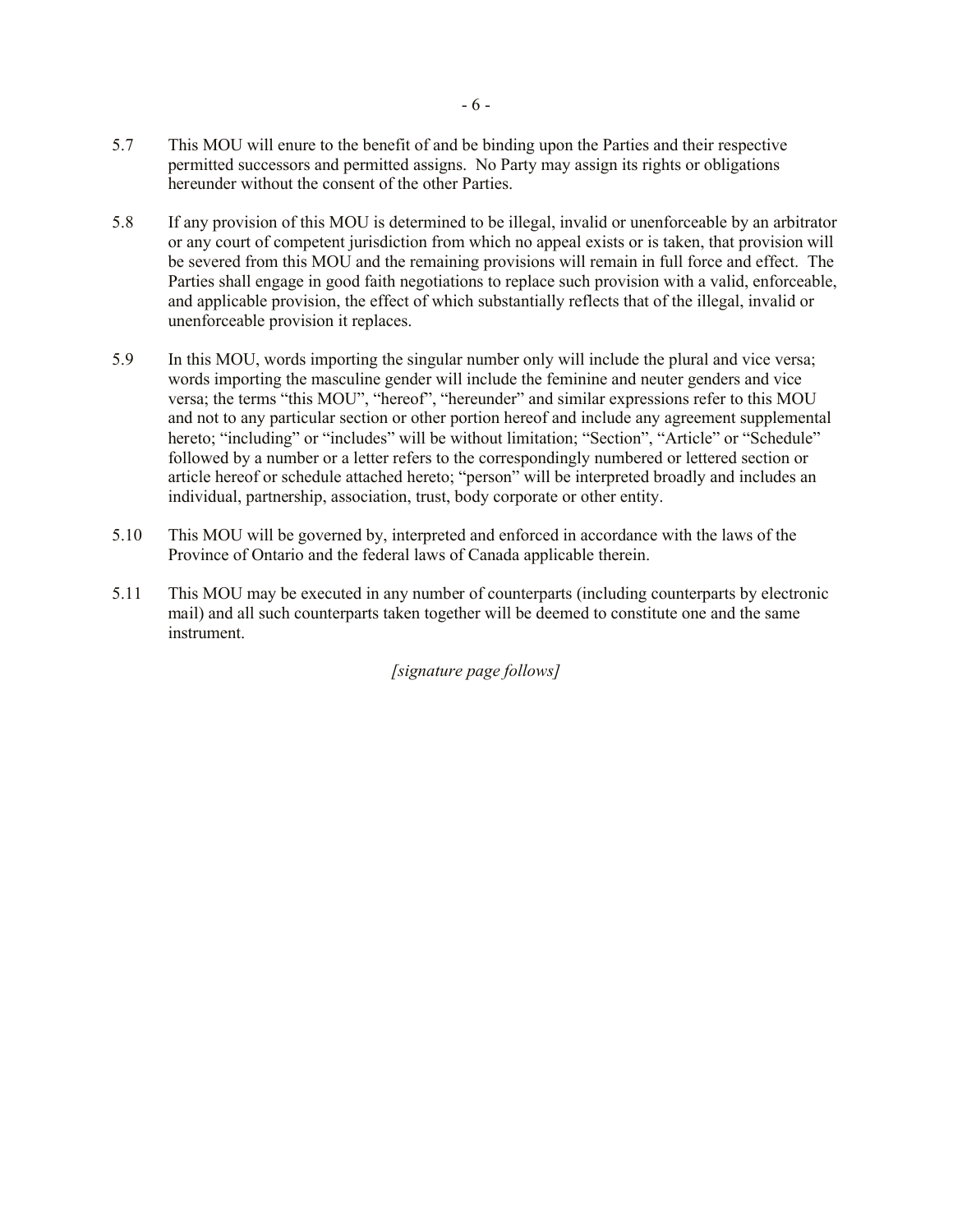5.7 This MOU will enure to the benefit of and be binding upon the Parties and their respective permitted successors and permitted assigns. No Party may assign its rights or obligations hereunder without the consent of the other Parties.

5.8 If any provision of this MOU is determined to be illegal, invalid or unenforceable by an arbitrator or any court of competent jurisdiction from which no appeal exists or is taken, that provision will be severed from this MOU and the remaining provisions will remain in full force and effect. The Parties shall engage in good faith negotiations to replace such provision with a valid, enforceable, and applicable provision, the effect of which substantially reflects that of the illegal, invalid or unenforceable provision it replaces.

5.9 In this MOU, words importing the singular number only will include the plural and vice versa; words importing the masculine gender will include the feminine and neuter genders and vice versa; the terms "this MOU", "hereof", "hereunder" and similar expressions refer to this MOU and not to any particular section or other portion hereof and include any agreement supplemental hereto; "including" or "includes" will be without limitation; "Section", "Article" or "Schedule" followed by a number or a letter refers to the correspondingly numbered or lettered section or article hereof or schedule attached hereto; "person" will be interpreted broadly and includes an individual, partnership, association, trust, body corporate or other entity.

5.10 This MOU will be governed by, interpreted and enforced in accordance with the laws of the Province of Ontario and the federal laws of Canada applicable therein.

5.11 This MOU may be executed in any number of counterparts (including counterparts by electronic mail) and all such counterparts taken together will be deemed to constitute one and the same instrument.

*[signature page follows]*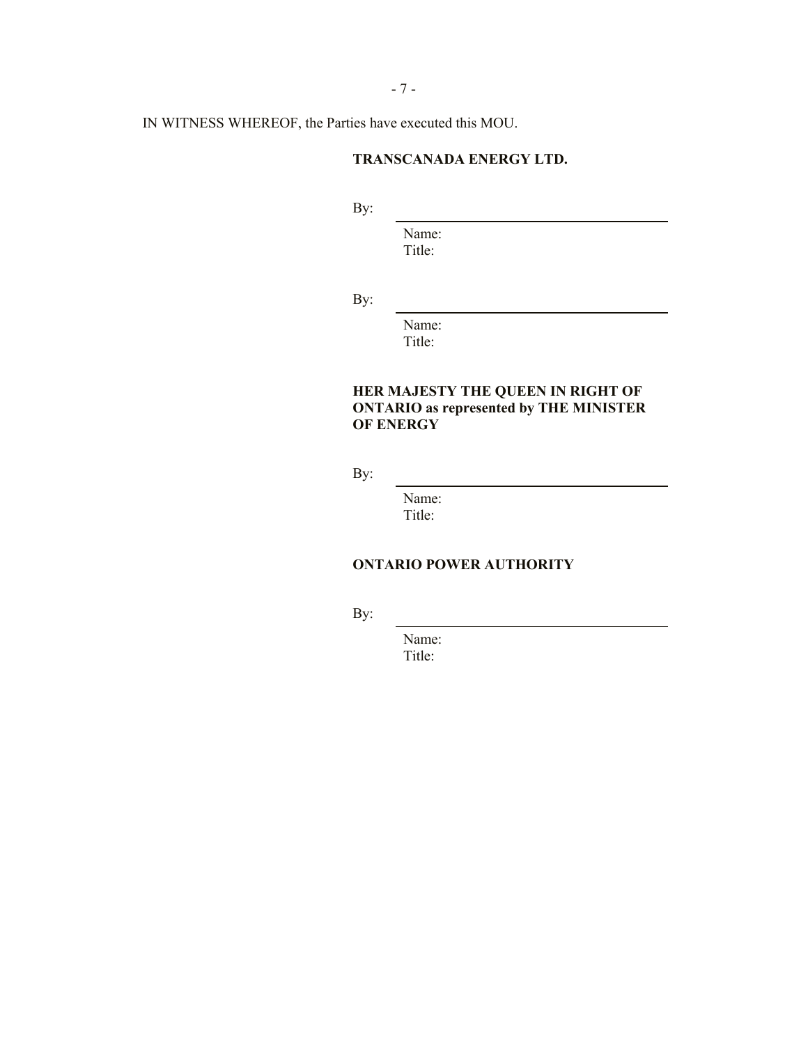IN WITNESS WHEREOF, the Parties have executed this MOU.

**TRANSCANADA ENERGY LTD.**

By: ______________________________

Name:
Title:

By: ______________________________

Name:
Title:

**HER MAJESTY THE QUEEN IN RIGHT OF ONTARIO as represented by THE MINISTER OF ENERGY**

By: ______________________________

Name:
Title:

**ONTARIO POWER AUTHORITY**

By: ______________________________

Name:
Title: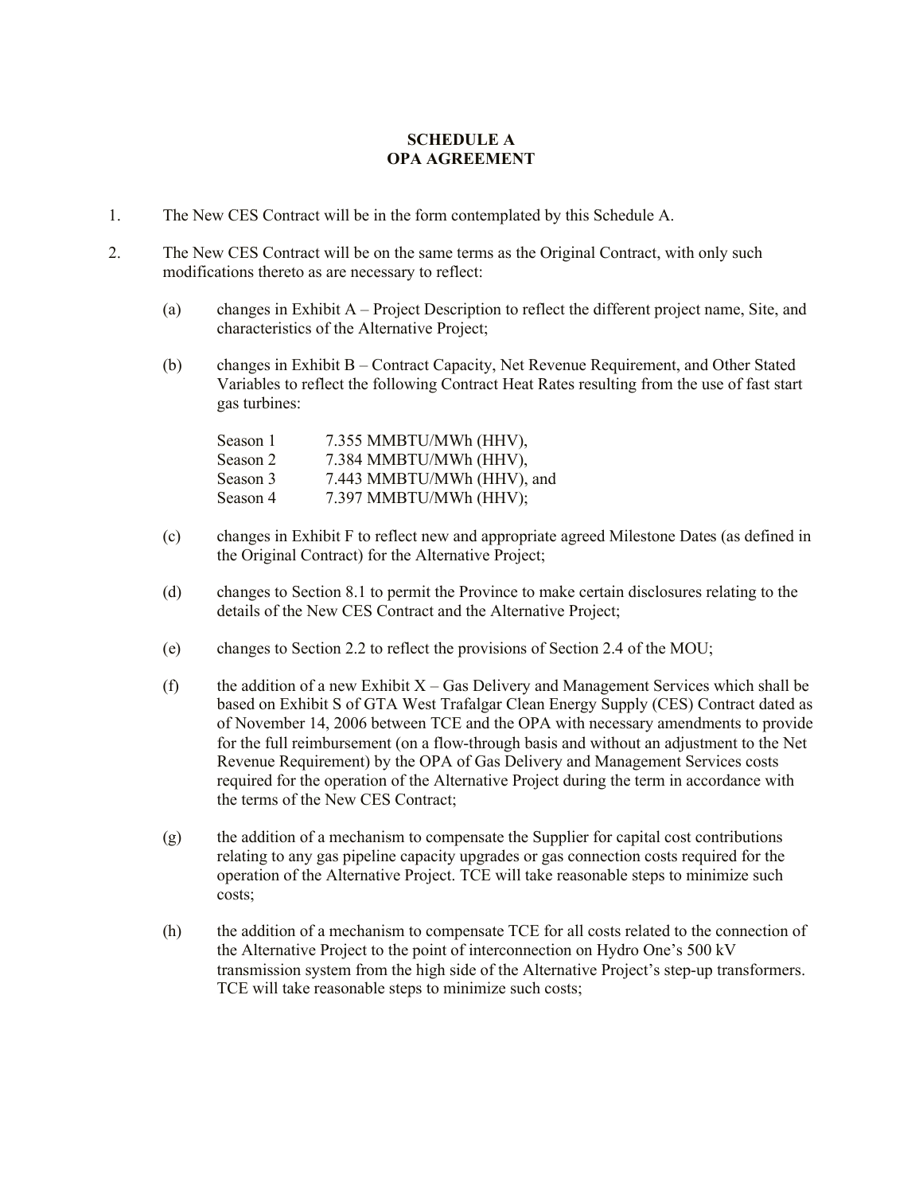# SCHEDULE A
# OPA AGREEMENT

1. The New CES Contract will be in the form contemplated by this Schedule A.

2. The New CES Contract will be on the same terms as the Original Contract, with only such modifications thereto as are necessary to reflect:

   (a) changes in Exhibit A – Project Description to reflect the different project name, Site, and characteristics of the Alternative Project;

   (b) changes in Exhibit B – Contract Capacity, Net Revenue Requirement, and Other Stated Variables to reflect the following Contract Heat Rates resulting from the use of fast start gas turbines:

   Season 1 7.355 MMBTU/MWh (HHV),
   Season 2 7.384 MMBTU/MWh (HHV),
   Season 3 7.443 MMBTU/MWh (HHV), and
   Season 4 7.397 MMBTU/MWh (HHV);

   (c) changes in Exhibit F to reflect new and appropriate agreed Milestone Dates (as defined in the Original Contract) for the Alternative Project;

   (d) changes to Section 8.1 to permit the Province to make certain disclosures relating to the details of the New CES Contract and the Alternative Project;

   (e) changes to Section 2.2 to reflect the provisions of Section 2.4 of the MOU;

   (f) the addition of a new Exhibit X – Gas Delivery and Management Services which shall be based on Exhibit S of GTA West Trafalgar Clean Energy Supply (CES) Contract dated as of November 14, 2006 between TCE and the OPA with necessary amendments to provide for the full reimbursement (on a flow-through basis and without an adjustment to the Net Revenue Requirement) by the OPA of Gas Delivery and Management Services costs required for the operation of the Alternative Project during the term in accordance with the terms of the New CES Contract;

   (g) the addition of a mechanism to compensate the Supplier for capital cost contributions relating to any gas pipeline capacity upgrades or gas connection costs required for the operation of the Alternative Project. TCE will take reasonable steps to minimize such costs;

   (h) the addition of a mechanism to compensate TCE for all costs related to the connection of the Alternative Project to the point of interconnection on Hydro One's 500 kV transmission system from the high side of the Alternative Project's step-up transformers. TCE will take reasonable steps to minimize such costs;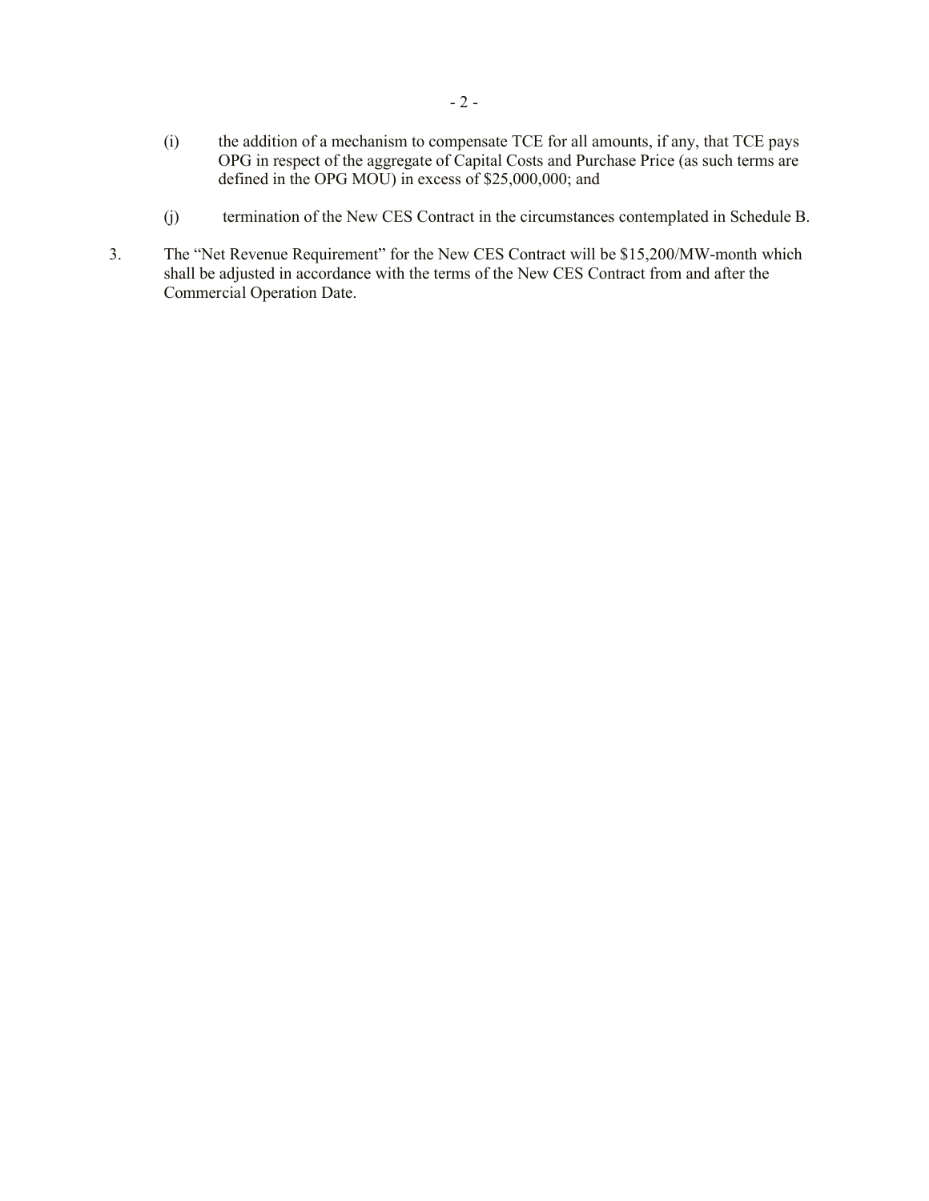(i) the addition of a mechanism to compensate TCE for all amounts, if any, that TCE pays OPG in respect of the aggregate of Capital Costs and Purchase Price (as such terms are defined in the OPG MOU) in excess of $25,000,000; and

(j) termination of the New CES Contract in the circumstances contemplated in Schedule B.

3. The "Net Revenue Requirement" for the New CES Contract will be $15,200/MW-month which shall be adjusted in accordance with the terms of the New CES Contract from and after the Commercial Operation Date.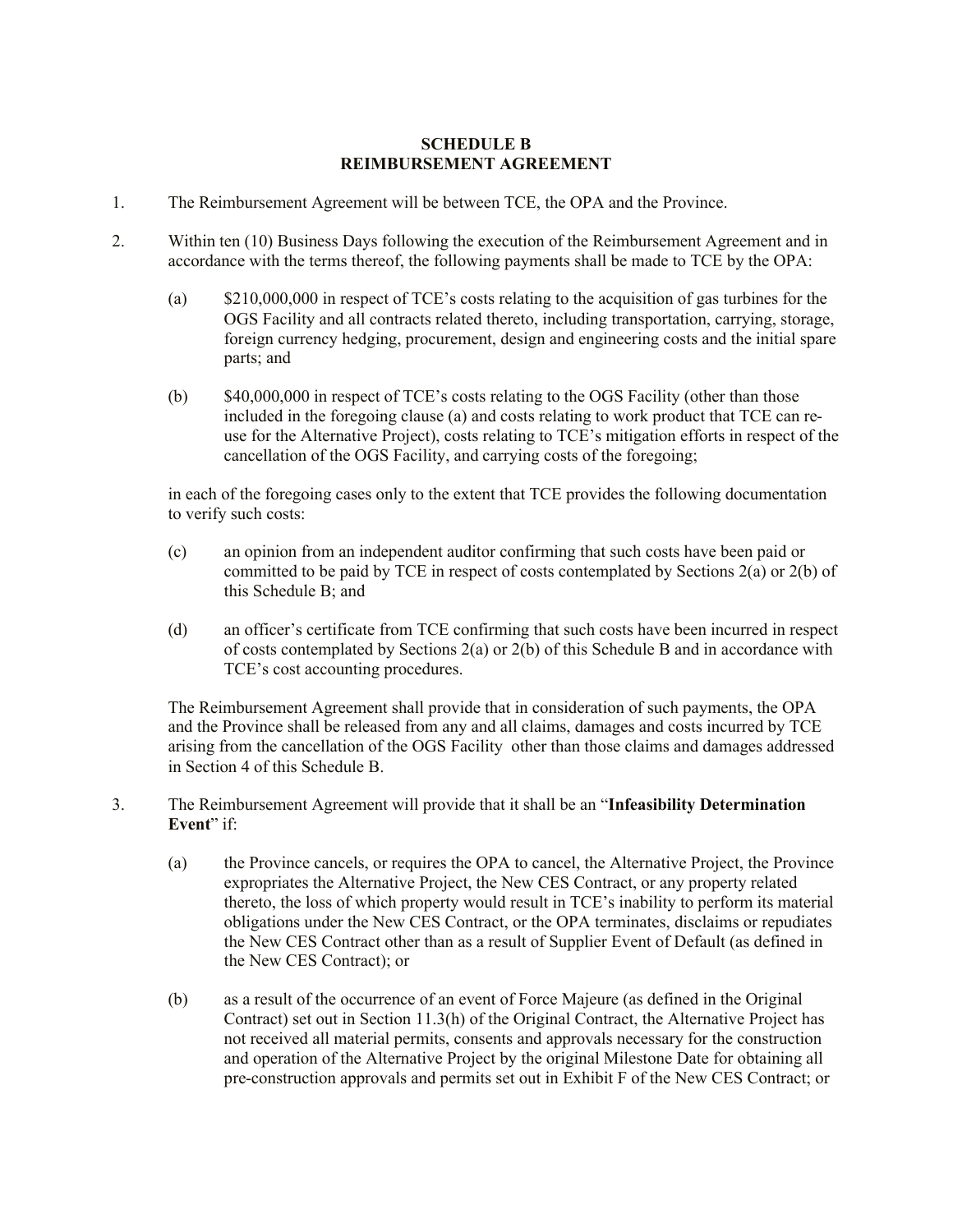# SCHEDULE B
# REIMBURSEMENT AGREEMENT

1. The Reimbursement Agreement will be between TCE, the OPA and the Province.

2. Within ten (10) Business Days following the execution of the Reimbursement Agreement and in accordance with the terms thereof, the following payments shall be made to TCE by the OPA:

   (a) $210,000,000 in respect of TCE's costs relating to the acquisition of gas turbines for the OGS Facility and all contracts related thereto, including transportation, carrying, storage, foreign currency hedging, procurement, design and engineering costs and the initial spare parts; and

   (b) $40,000,000 in respect of TCE's costs relating to the OGS Facility (other than those included in the foregoing clause (a) and costs relating to work product that TCE can re-use for the Alternative Project), costs relating to TCE's mitigation efforts in respect of the cancellation of the OGS Facility, and carrying costs of the foregoing;

   in each of the foregoing cases only to the extent that TCE provides the following documentation to verify such costs:

   (c) an opinion from an independent auditor confirming that such costs have been paid or committed to be paid by TCE in respect of costs contemplated by Sections 2(a) or 2(b) of this Schedule B; and

   (d) an officer's certificate from TCE confirming that such costs have been incurred in respect of costs contemplated by Sections 2(a) or 2(b) of this Schedule B and in accordance with TCE's cost accounting procedures.

   The Reimbursement Agreement shall provide that in consideration of such payments, the OPA and the Province shall be released from any and all claims, damages and costs incurred by TCE arising from the cancellation of the OGS Facility other than those claims and damages addressed in Section 4 of this Schedule B.

3. The Reimbursement Agreement will provide that it shall be an "**Infeasibility Determination Event**" if:

   (a) the Province cancels, or requires the OPA to cancel, the Alternative Project, the Province expropriates the Alternative Project, the New CES Contract, or any property related thereto, the loss of which property would result in TCE's inability to perform its material obligations under the New CES Contract, or the OPA terminates, disclaims or repudiates the New CES Contract other than as a result of Supplier Event of Default (as defined in the New CES Contract); or

   (b) as a result of the occurrence of an event of Force Majeure (as defined in the Original Contract) set out in Section 11.3(h) of the Original Contract, the Alternative Project has not received all material permits, consents and approvals necessary for the construction and operation of the Alternative Project by the original Milestone Date for obtaining all pre-construction approvals and permits set out in Exhibit F of the New CES Contract; or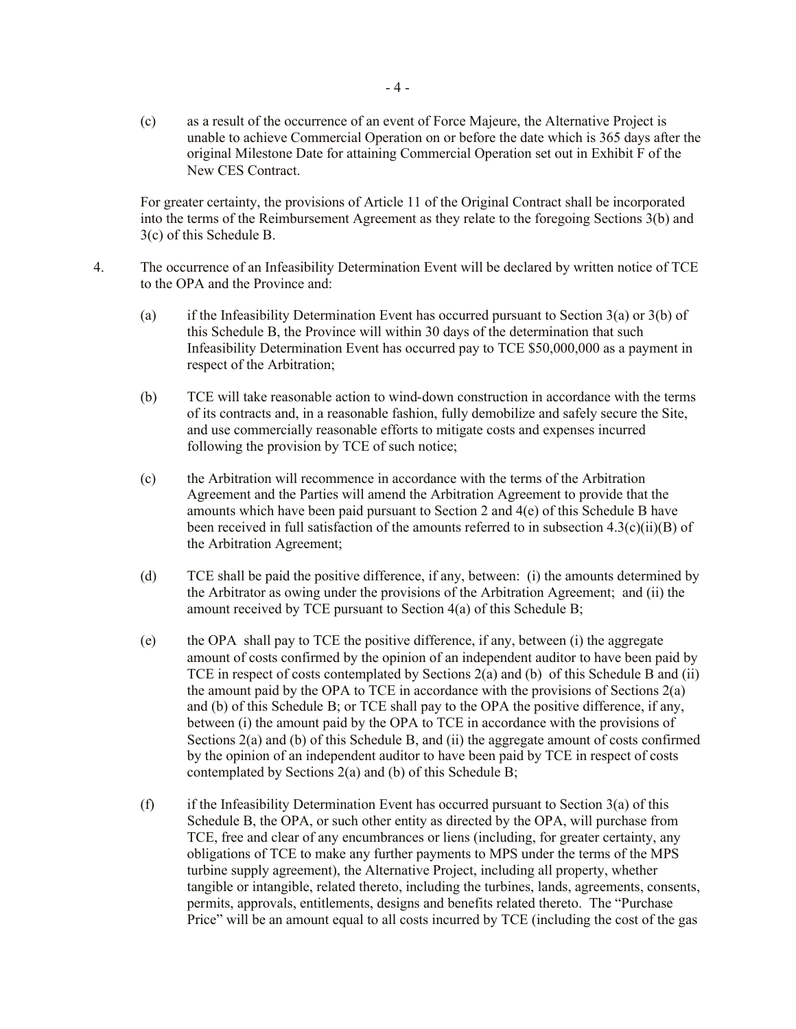(c) as a result of the occurrence of an event of Force Majeure, the Alternative Project is unable to achieve Commercial Operation on or before the date which is 365 days after the original Milestone Date for attaining Commercial Operation set out in Exhibit F of the New CES Contract.

For greater certainty, the provisions of Article 11 of the Original Contract shall be incorporated into the terms of the Reimbursement Agreement as they relate to the foregoing Sections 3(b) and 3(c) of this Schedule B.

4. The occurrence of an Infeasibility Determination Event will be declared by written notice of TCE to the OPA and the Province and:

   (a) if the Infeasibility Determination Event has occurred pursuant to Section 3(a) or 3(b) of this Schedule B, the Province will within 30 days of the determination that such Infeasibility Determination Event has occurred pay to TCE $50,000,000 as a payment in respect of the Arbitration;

   (b) TCE will take reasonable action to wind-down construction in accordance with the terms of its contracts and, in a reasonable fashion, fully demobilize and safely secure the Site, and use commercially reasonable efforts to mitigate costs and expenses incurred following the provision by TCE of such notice;

   (c) the Arbitration will recommence in accordance with the terms of the Arbitration Agreement and the Parties will amend the Arbitration Agreement to provide that the amounts which have been paid pursuant to Section 2 and 4(e) of this Schedule B have been received in full satisfaction of the amounts referred to in subsection 4.3(c)(ii)(B) of the Arbitration Agreement;

   (d) TCE shall be paid the positive difference, if any, between: (i) the amounts determined by the Arbitrator as owing under the provisions of the Arbitration Agreement; and (ii) the amount received by TCE pursuant to Section 4(a) of this Schedule B;

   (e) the OPA shall pay to TCE the positive difference, if any, between (i) the aggregate amount of costs confirmed by the opinion of an independent auditor to have been paid by TCE in respect of costs contemplated by Sections 2(a) and (b) of this Schedule B and (ii) the amount paid by the OPA to TCE in accordance with the provisions of Sections 2(a) and (b) of this Schedule B; or TCE shall pay to the OPA the positive difference, if any, between (i) the amount paid by the OPA to TCE in accordance with the provisions of Sections 2(a) and (b) of this Schedule B, and (ii) the aggregate amount of costs confirmed by the opinion of an independent auditor to have been paid by TCE in respect of costs contemplated by Sections 2(a) and (b) of this Schedule B;

   (f) if the Infeasibility Determination Event has occurred pursuant to Section 3(a) of this Schedule B, the OPA, or such other entity as directed by the OPA, will purchase from TCE, free and clear of any encumbrances or liens (including, for greater certainty, any obligations of TCE to make any further payments to MPS under the terms of the MPS turbine supply agreement), the Alternative Project, including all property, whether tangible or intangible, related thereto, including the turbines, lands, agreements, consents, permits, approvals, entitlements, designs and benefits related thereto. The "Purchase Price" will be an amount equal to all costs incurred by TCE (including the cost of the gas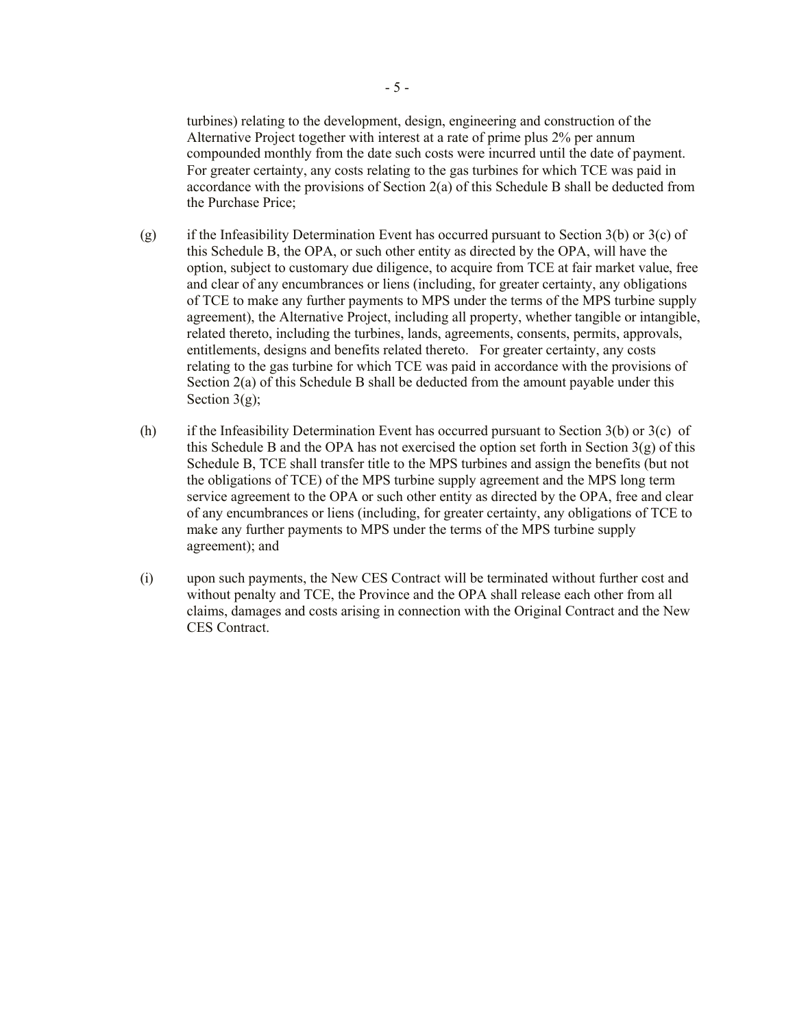turbines) relating to the development, design, engineering and construction of the Alternative Project together with interest at a rate of prime plus 2% per annum compounded monthly from the date such costs were incurred until the date of payment. For greater certainty, any costs relating to the gas turbines for which TCE was paid in accordance with the provisions of Section 2(a) of this Schedule B shall be deducted from the Purchase Price;

(g) if the Infeasibility Determination Event has occurred pursuant to Section 3(b) or 3(c) of this Schedule B, the OPA, or such other entity as directed by the OPA, will have the option, subject to customary due diligence, to acquire from TCE at fair market value, free and clear of any encumbrances or liens (including, for greater certainty, any obligations of TCE to make any further payments to MPS under the terms of the MPS turbine supply agreement), the Alternative Project, including all property, whether tangible or intangible, related thereto, including the turbines, lands, agreements, consents, permits, approvals, entitlements, designs and benefits related thereto. For greater certainty, any costs relating to the gas turbine for which TCE was paid in accordance with the provisions of Section 2(a) of this Schedule B shall be deducted from the amount payable under this Section 3(g);

(h) if the Infeasibility Determination Event has occurred pursuant to Section 3(b) or 3(c) of this Schedule B and the OPA has not exercised the option set forth in Section 3(g) of this Schedule B, TCE shall transfer title to the MPS turbines and assign the benefits (but not the obligations of TCE) of the MPS turbine supply agreement and the MPS long term service agreement to the OPA or such other entity as directed by the OPA, free and clear of any encumbrances or liens (including, for greater certainty, any obligations of TCE to make any further payments to MPS under the terms of the MPS turbine supply agreement); and

(i) upon such payments, the New CES Contract will be terminated without further cost and without penalty and TCE, the Province and the OPA shall release each other from all claims, damages and costs arising in connection with the Original Contract and the New CES Contract.